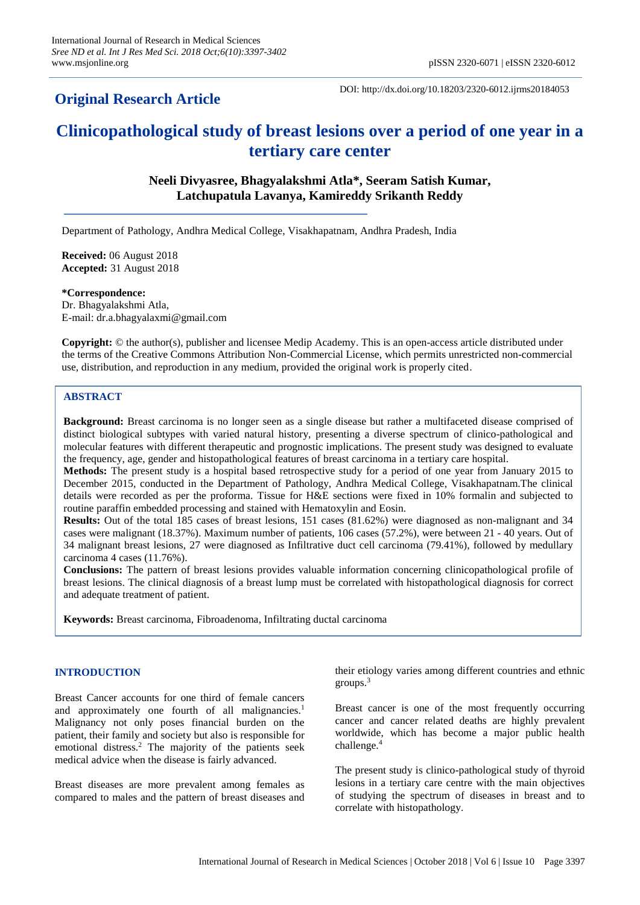## Original Research Article

DOI: http://dx.doi.org/10.18203/2320-6012.ijrms20184053

# Clinicopathological study of breast lesions over a period of one year in a tertiary care center

**Neeli Divyasree, Bhagyalakshmi Atla\*, Seeram Satish Kumar, Latchupatula Lavanya, Kamireddy Srikanth Reddy**

Department of Pathology, Andhra Medical College, Visakhapatnam, Andhra Pradesh, India

**Received:** 06 August 2018
**Accepted:** 31 August 2018

**\*Correspondence:**
Dr. Bhagyalakshmi Atla,
E-mail: dr.a.bhagyalaxmi@gmail.com

**Copyright:** © the author(s), publisher and licensee Medip Academy. This is an open-access article distributed under the terms of the Creative Commons Attribution Non-Commercial License, which permits unrestricted non-commercial use, distribution, and reproduction in any medium, provided the original work is properly cited.

## ABSTRACT

**Background:** Breast carcinoma is no longer seen as a single disease but rather a multifaceted disease comprised of distinct biological subtypes with varied natural history, presenting a diverse spectrum of clinico-pathological and molecular features with different therapeutic and prognostic implications. The present study was designed to evaluate the frequency, age, gender and histopathological features of breast carcinoma in a tertiary care hospital.

**Methods:** The present study is a hospital based retrospective study for a period of one year from January 2015 to December 2015, conducted in the Department of Pathology, Andhra Medical College, Visakhapatnam.The clinical details were recorded as per the proforma. Tissue for H&E sections were fixed in 10% formalin and subjected to routine paraffin embedded processing and stained with Hematoxylin and Eosin.

**Results:** Out of the total 185 cases of breast lesions, 151 cases (81.62%) were diagnosed as non-malignant and 34 cases were malignant (18.37%). Maximum number of patients, 106 cases (57.2%), were between 21 - 40 years. Out of 34 malignant breast lesions, 27 were diagnosed as Infiltrative duct cell carcinoma (79.41%), followed by medullary carcinoma 4 cases (11.76%).

**Conclusions:** The pattern of breast lesions provides valuable information concerning clinicopathological profile of breast lesions. The clinical diagnosis of a breast lump must be correlated with histopathological diagnosis for correct and adequate treatment of patient.

**Keywords:** Breast carcinoma, Fibroadenoma, Infiltrating ductal carcinoma

## INTRODUCTION

Breast Cancer accounts for one third of female cancers and approximately one fourth of all malignancies.[1] Malignancy not only poses financial burden on the patient, their family and society but also is responsible for emotional distress.[2] The majority of the patients seek medical advice when the disease is fairly advanced.

Breast diseases are more prevalent among females as compared to males and the pattern of breast diseases and their etiology varies among different countries and ethnic groups.[3]

Breast cancer is one of the most frequently occurring cancer and cancer related deaths are highly prevalent worldwide, which has become a major public health challenge.[4]

The present study is clinico-pathological study of thyroid lesions in a tertiary care centre with the main objectives of studying the spectrum of diseases in breast and to correlate with histopathology.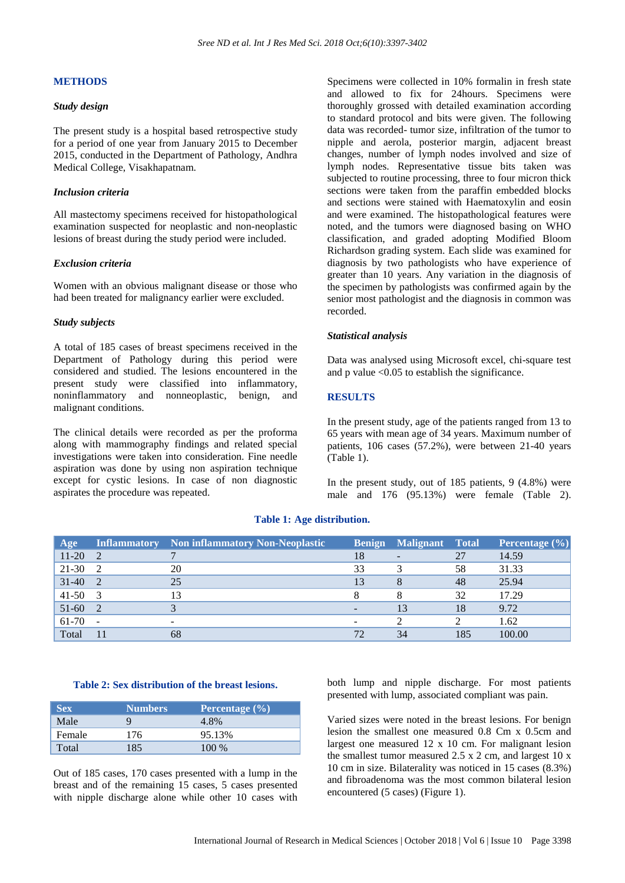## METHODS

### *Study design*

The present study is a hospital based retrospective study for a period of one year from January 2015 to December 2015, conducted in the Department of Pathology, Andhra Medical College, Visakhapatnam.

### *Inclusion criteria*

All mastectomy specimens received for histopathological examination suspected for neoplastic and non-neoplastic lesions of breast during the study period were included.

### *Exclusion criteria*

Women with an obvious malignant disease or those who had been treated for malignancy earlier were excluded.

### *Study subjects*

A total of 185 cases of breast specimens received in the Department of Pathology during this period were considered and studied. The lesions encountered in the present study were classified into inflammatory, noninflammatory and nonneoplastic, benign, and malignant conditions.

The clinical details were recorded as per the proforma along with mammography findings and related special investigations were taken into consideration. Fine needle aspiration was done by using non aspiration technique except for cystic lesions. In case of non diagnostic aspirates the procedure was repeated.

Specimens were collected in 10% formalin in fresh state and allowed to fix for 24hours. Specimens were thoroughly grossed with detailed examination according to standard protocol and bits were given. The following data was recorded- tumor size, infiltration of the tumor to nipple and aerola, posterior margin, adjacent breast changes, number of lymph nodes involved and size of lymph nodes. Representative tissue bits taken was subjected to routine processing, three to four micron thick sections were taken from the paraffin embedded blocks and sections were stained with Haematoxylin and eosin and were examined. The histopathological features were noted, and the tumors were diagnosed basing on WHO classification, and graded adopting Modified Bloom Richardson grading system. Each slide was examined for diagnosis by two pathologists who have experience of greater than 10 years. Any variation in the diagnosis of the specimen by pathologists was confirmed again by the senior most pathologist and the diagnosis in common was recorded.

### *Statistical analysis*

Data was analysed using Microsoft excel, chi-square test and p value <0.05 to establish the significance.

## RESULTS

In the present study, age of the patients ranged from 13 to 65 years with mean age of 34 years. Maximum number of patients, 106 cases (57.2%), were between 21-40 years (Table 1).

In the present study, out of 185 patients, 9 (4.8%) were male and 176 (95.13%) were female (Table 2).

**Table 1: Age distribution.**

| Age | Inflammatory | Non inflammatory Non-Neoplastic | Benign | Malignant | Total | Percentage (%) |
|---|---|---|---|---|---|---|
| 11-20 | 2 | 7 | 18 | - | 27 | 14.59 |
| 21-30 | 2 | 20 | 33 | 3 | 58 | 31.33 |
| 31-40 | 2 | 25 | 13 | 8 | 48 | 25.94 |
| 41-50 | 3 | 13 | 8 | 8 | 32 | 17.29 |
| 51-60 | 2 | 3 | - | 13 | 18 | 9.72 |
| 61-70 | - | - | - | 2 | 2 | 1.62 |
| Total | 11 | 68 | 72 | 34 | 185 | 100.00 |

**Table 2: Sex distribution of the breast lesions.**

| Sex | Numbers | Percentage (%) |
|---|---|---|
| Male | 9 | 4.8% |
| Female | 176 | 95.13% |
| Total | 185 | 100 % |

Out of 185 cases, 170 cases presented with a lump in the breast and of the remaining 15 cases, 5 cases presented with nipple discharge alone while other 10 cases with both lump and nipple discharge. For most patients presented with lump, associated compliant was pain.

Varied sizes were noted in the breast lesions. For benign lesion the smallest one measured 0.8 Cm x 0.5cm and largest one measured 12 x 10 cm. For malignant lesion the smallest tumor measured 2.5 x 2 cm, and largest 10 x 10 cm in size. Bilaterality was noticed in 15 cases (8.3%) and fibroadenoma was the most common bilateral lesion encountered (5 cases) (Figure 1).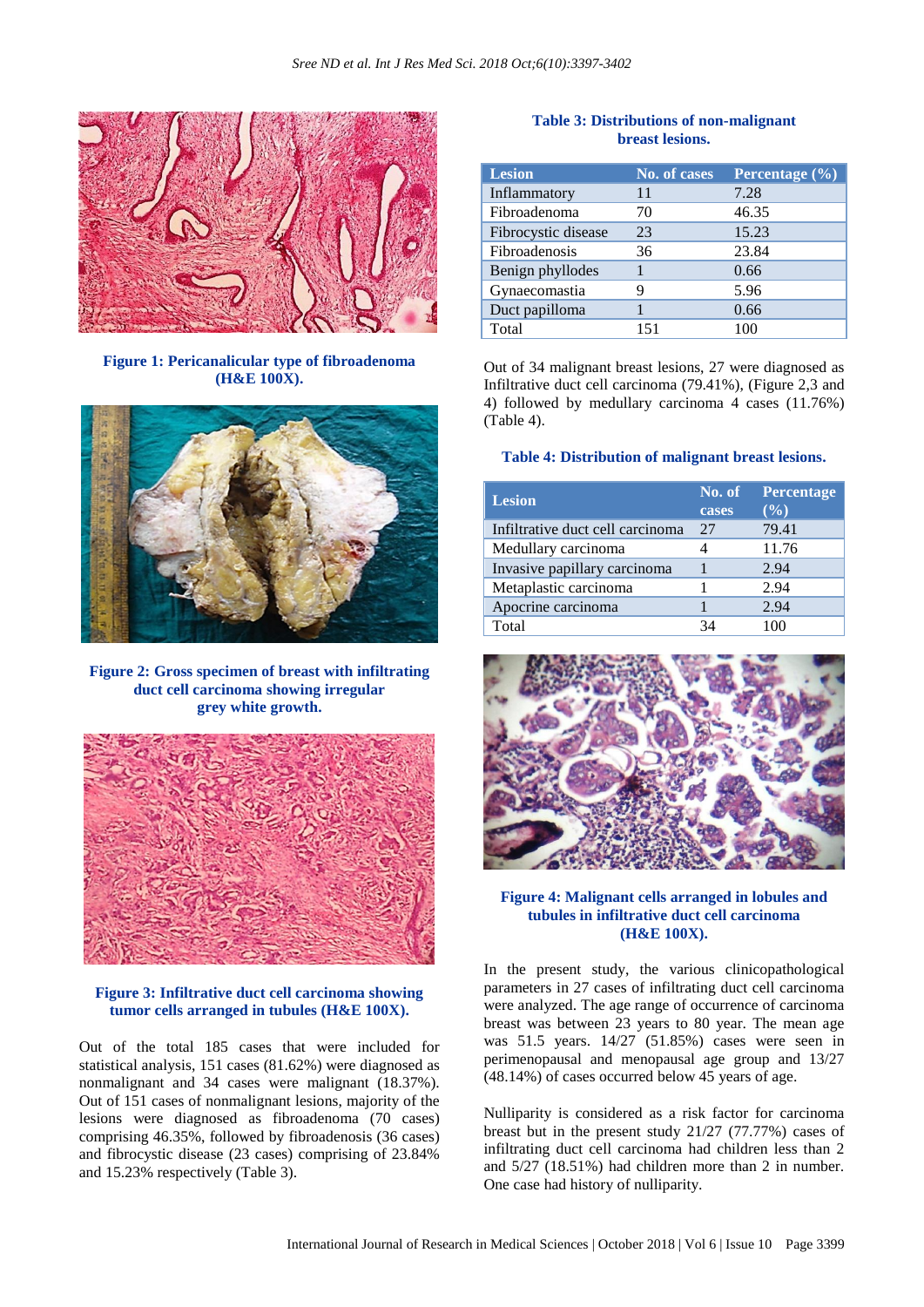Figure 1: Pericanalicular type of fibroadenoma (H&E 100X).

Figure 2: Gross specimen of breast with infiltrating duct cell carcinoma showing irregular grey white growth.

Figure 3: Infiltrative duct cell carcinoma showing tumor cells arranged in tubules (H&E 100X).

Out of the total 185 cases that were included for statistical analysis, 151 cases (81.62%) were diagnosed as nonmalignant and 34 cases were malignant (18.37%). Out of 151 cases of nonmalignant lesions, majority of the lesions were diagnosed as fibroadenoma (70 cases) comprising 46.35%, followed by fibroadenosis (36 cases) and fibrocystic disease (23 cases) comprising of 23.84% and 15.23% respectively (Table 3).

**Table 3: Distributions of non-malignant breast lesions.**

| Lesion | No. of cases | Percentage (%) |
|---|---|---|
| Inflammatory | 11 | 7.28 |
| Fibroadenoma | 70 | 46.35 |
| Fibrocystic disease | 23 | 15.23 |
| Fibroadenosis | 36 | 23.84 |
| Benign phyllodes | 1 | 0.66 |
| Gynaecomastia | 9 | 5.96 |
| Duct papilloma | 1 | 0.66 |
| Total | 151 | 100 |

Out of 34 malignant breast lesions, 27 were diagnosed as Infiltrative duct cell carcinoma (79.41%), (Figure 2,3 and 4) followed by medullary carcinoma 4 cases (11.76%) (Table 4).

**Table 4: Distribution of malignant breast lesions.**

| Lesion | No. of cases | Percentage (%) |
|---|---|---|
| Infiltrative duct cell carcinoma | 27 | 79.41 |
| Medullary carcinoma | 4 | 11.76 |
| Invasive papillary carcinoma | 1 | 2.94 |
| Metaplastic carcinoma | 1 | 2.94 |
| Apocrine carcinoma | 1 | 2.94 |
| Total | 34 | 100 |

Figure 4: Malignant cells arranged in lobules and tubules in infiltrative duct cell carcinoma (H&E 100X).

In the present study, the various clinicopathological parameters in 27 cases of infiltrating duct cell carcinoma were analyzed. The age range of occurrence of carcinoma breast was between 23 years to 80 year. The mean age was 51.5 years. 14/27 (51.85%) cases were seen in perimenopausal and menopausal age group and 13/27 (48.14%) of cases occurred below 45 years of age.

Nulliparity is considered as a risk factor for carcinoma breast but in the present study 21/27 (77.77%) cases of infiltrating duct cell carcinoma had children less than 2 and 5/27 (18.51%) had children more than 2 in number. One case had history of nulliparity.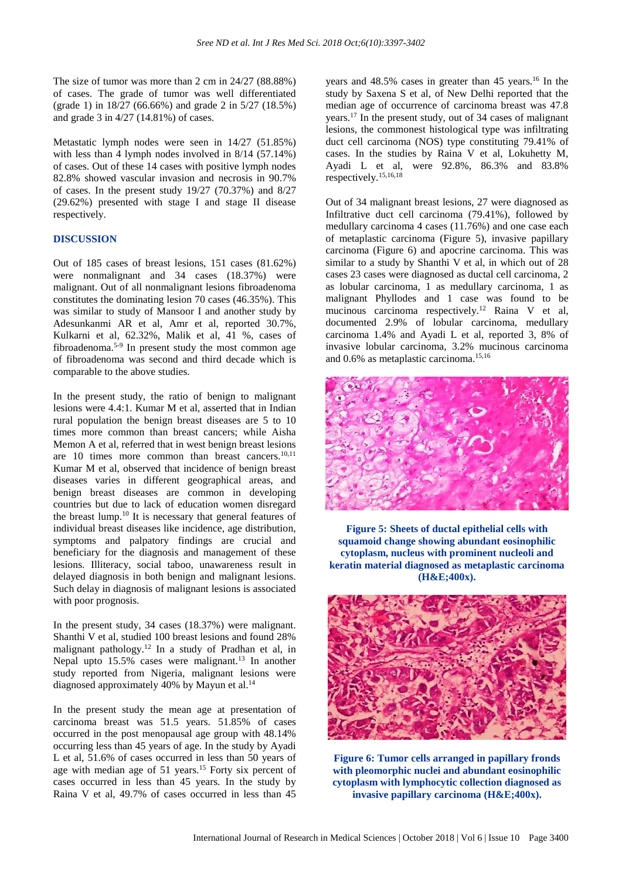The size of tumor was more than 2 cm in 24/27 (88.88%) of cases. The grade of tumor was well differentiated (grade 1) in 18/27 (66.66%) and grade 2 in 5/27 (18.5%) and grade 3 in 4/27 (14.81%) of cases.

Metastatic lymph nodes were seen in 14/27 (51.85%) with less than 4 lymph nodes involved in 8/14 (57.14%) of cases. Out of these 14 cases with positive lymph nodes 82.8% showed vascular invasion and necrosis in 90.7% of cases. In the present study 19/27 (70.37%) and 8/27 (29.62%) presented with stage I and stage II disease respectively.

## DISCUSSION

Out of 185 cases of breast lesions, 151 cases (81.62%) were nonmalignant and 34 cases (18.37%) were malignant. Out of all nonmalignant lesions fibroadenoma constitutes the dominating lesion 70 cases (46.35%). This was similar to study of Mansoor I and another study by Adesunkanmi AR et al, Amr et al, reported 30.7%, Kulkarni et al, 62.32%, Malik et al, 41 %, cases of fibroadenoma.[5-9] In present study the most common age of fibroadenoma was second and third decade which is comparable to the above studies.

In the present study, the ratio of benign to malignant lesions were 4.4:1. Kumar M et al, asserted that in Indian rural population the benign breast diseases are 5 to 10 times more common than breast cancers; while Aisha Memon A et al, referred that in west benign breast lesions are 10 times more common than breast cancers.[10,11] Kumar M et al, observed that incidence of benign breast diseases varies in different geographical areas, and benign breast diseases are common in developing countries but due to lack of education women disregard the breast lump.[10] It is necessary that general features of individual breast diseases like incidence, age distribution, symptoms and palpatory findings are crucial and beneficiary for the diagnosis and management of these lesions. Illiteracy, social taboo, unawareness result in delayed diagnosis in both benign and malignant lesions. Such delay in diagnosis of malignant lesions is associated with poor prognosis.

In the present study, 34 cases (18.37%) were malignant. Shanthi V et al, studied 100 breast lesions and found 28% malignant pathology.[12] In a study of Pradhan et al, in Nepal upto 15.5% cases were malignant.[13] In another study reported from Nigeria, malignant lesions were diagnosed approximately 40% by Mayun et al.[14]

In the present study the mean age at presentation of carcinoma breast was 51.5 years. 51.85% of cases occurred in the post menopausal age group with 48.14% occurring less than 45 years of age. In the study by Ayadi L et al, 51.6% of cases occurred in less than 50 years of age with median age of 51 years.[15] Forty six percent of cases occurred in less than 45 years. In the study by Raina V et al, 49.7% of cases occurred in less than 45 years and 48.5% cases in greater than 45 years.[16] In the study by Saxena S et al, of New Delhi reported that the median age of occurrence of carcinoma breast was 47.8 years.[17] In the present study, out of 34 cases of malignant lesions, the commonest histological type was infiltrating duct cell carcinoma (NOS) type constituting 79.41% of cases. In the studies by Raina V et al, Lokuhetty M, Ayadi L et al, were 92.8%, 86.3% and 83.8% respectively.[15,16,18]

Out of 34 malignant breast lesions, 27 were diagnosed as Infiltrative duct cell carcinoma (79.41%), followed by medullary carcinoma 4 cases (11.76%) and one case each of metaplastic carcinoma (Figure 5), invasive papillary carcinoma (Figure 6) and apocrine carcinoma. This was similar to a study by Shanthi V et al, in which out of 28 cases 23 cases were diagnosed as ductal cell carcinoma, 2 as lobular carcinoma, 1 as medullary carcinoma, 1 as malignant Phyllodes and 1 case was found to be mucinous carcinoma respectively.[12] Raina V et al, documented 2.9% of lobular carcinoma, medullary carcinoma 1.4% and Ayadi L et al, reported 3, 8% of invasive lobular carcinoma, 3.2% mucinous carcinoma and 0.6% as metaplastic carcinoma.[15,16]

**Figure 5: Sheets of ductal epithelial cells with squamoid change showing abundant eosinophilic cytoplasm, nucleus with prominent nucleoli and keratin material diagnosed as metaplastic carcinoma (H&E;400x).**

**Figure 6: Tumor cells arranged in papillary fronds with pleomorphic nuclei and abundant eosinophilic cytoplasm with lymphocytic collection diagnosed as invasive papillary carcinoma (H&E;400x).**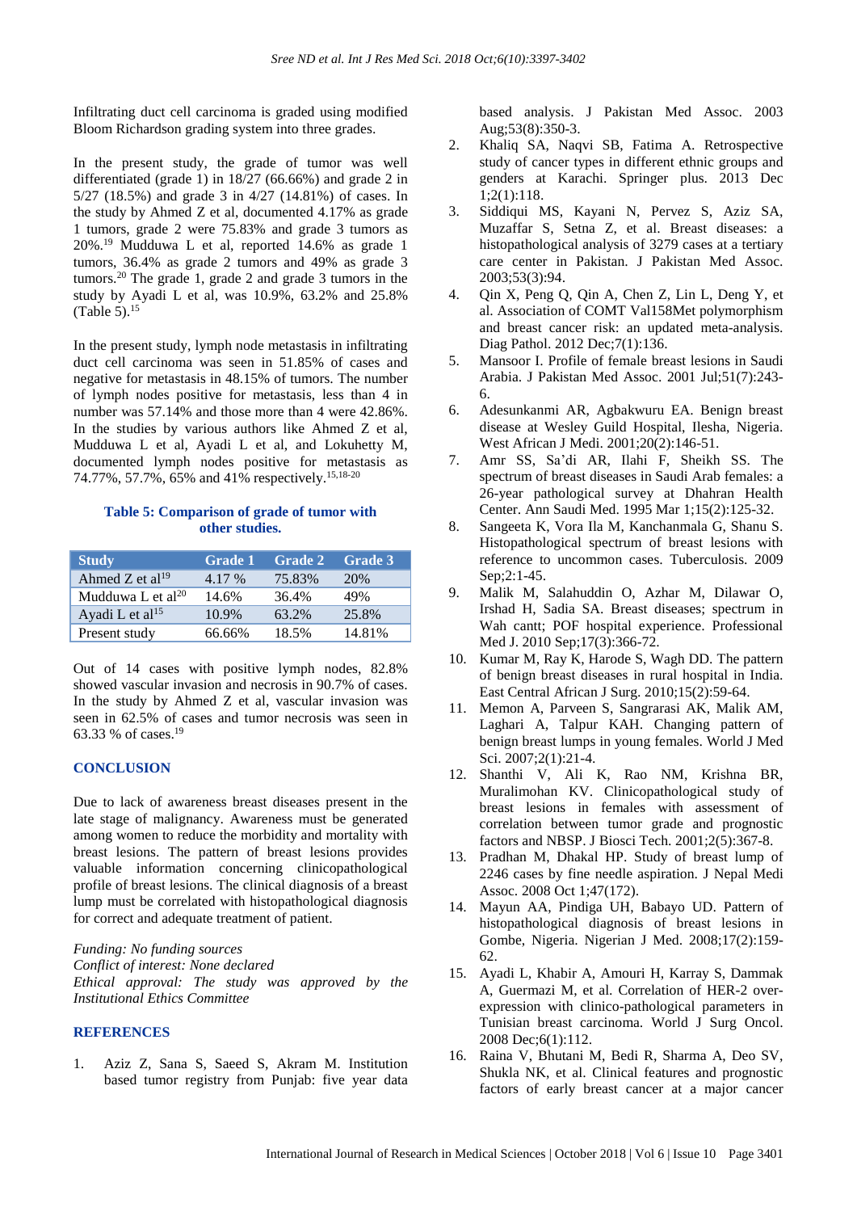Infiltrating duct cell carcinoma is graded using modified Bloom Richardson grading system into three grades.

In the present study, the grade of tumor was well differentiated (grade 1) in 18/27 (66.66%) and grade 2 in 5/27 (18.5%) and grade 3 in 4/27 (14.81%) of cases. In the study by Ahmed Z et al, documented 4.17% as grade 1 tumors, grade 2 were 75.83% and grade 3 tumors as 20%.[19] Mudduwa L et al, reported 14.6% as grade 1 tumors, 36.4% as grade 2 tumors and 49% as grade 3 tumors.[20] The grade 1, grade 2 and grade 3 tumors in the study by Ayadi L et al, was 10.9%, 63.2% and 25.8% (Table 5).[15]

In the present study, lymph node metastasis in infiltrating duct cell carcinoma was seen in 51.85% of cases and negative for metastasis in 48.15% of tumors. The number of lymph nodes positive for metastasis, less than 4 in number was 57.14% and those more than 4 were 42.86%. In the studies by various authors like Ahmed Z et al, Mudduwa L et al, Ayadi L et al, and Lokuhetty M, documented lymph nodes positive for metastasis as 74.77%, 57.7%, 65% and 41% respectively.[15,18-20]

**Table 5: Comparison of grade of tumor with other studies.**

| Study | Grade 1 | Grade 2 | Grade 3 |
|---|---|---|---|
| Ahmed Z et al[19] | 4.17 % | 75.83% | 20% |
| Mudduwa L et al[20] | 14.6% | 36.4% | 49% |
| Ayadi L et al[15] | 10.9% | 63.2% | 25.8% |
| Present study | 66.66% | 18.5% | 14.81% |

Out of 14 cases with positive lymph nodes, 82.8% showed vascular invasion and necrosis in 90.7% of cases. In the study by Ahmed Z et al, vascular invasion was seen in 62.5% of cases and tumor necrosis was seen in 63.33 % of cases.[19]

## CONCLUSION

Due to lack of awareness breast diseases present in the late stage of malignancy. Awareness must be generated among women to reduce the morbidity and mortality with breast lesions. The pattern of breast lesions provides valuable information concerning clinicopathological profile of breast lesions. The clinical diagnosis of a breast lump must be correlated with histopathological diagnosis for correct and adequate treatment of patient.

*Funding: No funding sources*
*Conflict of interest: None declared*
*Ethical approval: The study was approved by the Institutional Ethics Committee*

## REFERENCES

1. Aziz Z, Sana S, Saeed S, Akram M. Institution based tumor registry from Punjab: five year data based analysis. J Pakistan Med Assoc. 2003 Aug;53(8):350-3.
2. Khaliq SA, Naqvi SB, Fatima A. Retrospective study of cancer types in different ethnic groups and genders at Karachi. Springer plus. 2013 Dec 1;2(1):118.
3. Siddiqui MS, Kayani N, Pervez S, Aziz SA, Muzaffar S, Setna Z, et al. Breast diseases: a histopathological analysis of 3279 cases at a tertiary care center in Pakistan. J Pakistan Med Assoc. 2003;53(3):94.
4. Qin X, Peng Q, Qin A, Chen Z, Lin L, Deng Y, et al. Association of COMT Val158Met polymorphism and breast cancer risk: an updated meta-analysis. Diag Pathol. 2012 Dec;7(1):136.
5. Mansoor I. Profile of female breast lesions in Saudi Arabia. J Pakistan Med Assoc. 2001 Jul;51(7):243-6.
6. Adesunkanmi AR, Agbakwuru EA. Benign breast disease at Wesley Guild Hospital, Ilesha, Nigeria. West African J Medi. 2001;20(2):146-51.
7. Amr SS, Sa'di AR, Ilahi F, Sheikh SS. The spectrum of breast diseases in Saudi Arab females: a 26-year pathological survey at Dhahran Health Center. Ann Saudi Med. 1995 Mar 1;15(2):125-32.
8. Sangeeta K, Vora Ila M, Kanchanmala G, Shanu S. Histopathological spectrum of breast lesions with reference to uncommon cases. Tuberculosis. 2009 Sep;2:1-45.
9. Malik M, Salahuddin O, Azhar M, Dilawar O, Irshad H, Sadia SA. Breast diseases; spectrum in Wah cantt; POF hospital experience. Professional Med J. 2010 Sep;17(3):366-72.
10. Kumar M, Ray K, Harode S, Wagh DD. The pattern of benign breast diseases in rural hospital in India. East Central African J Surg. 2010;15(2):59-64.
11. Memon A, Parveen S, Sangrarasi AK, Malik AM, Laghari A, Talpur KAH. Changing pattern of benign breast lumps in young females. World J Med Sci. 2007;2(1):21-4.
12. Shanthi V, Ali K, Rao NM, Krishna BR, Muralimohan KV. Clinicopathological study of breast lesions in females with assessment of correlation between tumor grade and prognostic factors and NBSP. J Biosci Tech. 2001;2(5):367-8.
13. Pradhan M, Dhakal HP. Study of breast lump of 2246 cases by fine needle aspiration. J Nepal Medi Assoc. 2008 Oct 1;47(172).
14. Mayun AA, Pindiga UH, Babayo UD. Pattern of histopathological diagnosis of breast lesions in Gombe, Nigeria. Nigerian J Med. 2008;17(2):159-62.
15. Ayadi L, Khabir A, Amouri H, Karray S, Dammak A, Guermazi M, et al. Correlation of HER-2 over-expression with clinico-pathological parameters in Tunisian breast carcinoma. World J Surg Oncol. 2008 Dec;6(1):112.
16. Raina V, Bhutani M, Bedi R, Sharma A, Deo SV, Shukla NK, et al. Clinical features and prognostic factors of early breast cancer at a major cancer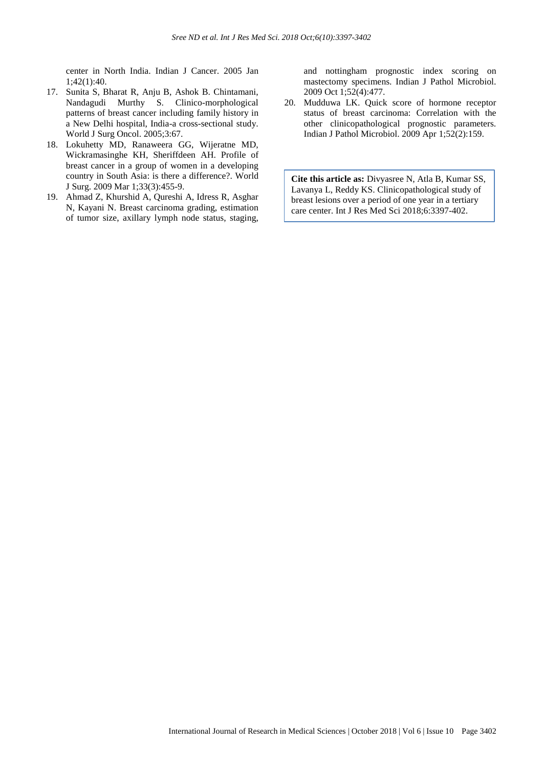center in North India. Indian J Cancer. 2005 Jan 1;42(1):40.

17. Sunita S, Bharat R, Anju B, Ashok B. Chintamani, Nandagudi Murthy S. Clinico-morphological patterns of breast cancer including family history in a New Delhi hospital, India-a cross-sectional study. World J Surg Oncol. 2005;3:67.
18. Lokuhetty MD, Ranaweera GG, Wijeratne MD, Wickramasinghe KH, Sheriffdeen AH. Profile of breast cancer in a group of women in a developing country in South Asia: is there a difference?. World J Surg. 2009 Mar 1;33(3):455-9.
19. Ahmad Z, Khurshid A, Qureshi A, Idress R, Asghar N, Kayani N. Breast carcinoma grading, estimation of tumor size, axillary lymph node status, staging, and nottingham prognostic index scoring on mastectomy specimens. Indian J Pathol Microbiol. 2009 Oct 1;52(4):477.
20. Mudduwa LK. Quick score of hormone receptor status of breast carcinoma: Correlation with the other clinicopathological prognostic parameters. Indian J Pathol Microbiol. 2009 Apr 1;52(2):159.

**Cite this article as:** Divyasree N, Atla B, Kumar SS, Lavanya L, Reddy KS. Clinicopathological study of breast lesions over a period of one year in a tertiary care center. Int J Res Med Sci 2018;6:3397-402.